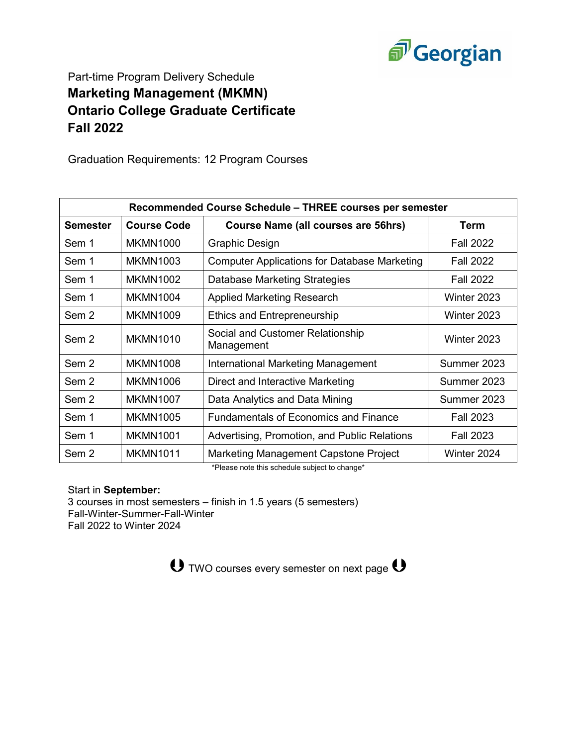Part-time Program Delivery Schedule

# Marketing Management (MKMN)
# Ontario College Graduate Certificate
# Fall 2022

Graduation Requirements: 12 Program Courses

| Recommended Course Schedule – THREE courses per semester | | | |
|---|---|---|---|
| **Semester** | **Course Code** | **Course Name (all courses are 56hrs)** | **Term** |
| Sem 1 | MKMN1000 | Graphic Design | Fall 2022 |
| Sem 1 | MKMN1003 | Computer Applications for Database Marketing | Fall 2022 |
| Sem 1 | MKMN1002 | Database Marketing Strategies | Fall 2022 |
| Sem 1 | MKMN1004 | Applied Marketing Research | Winter 2023 |
| Sem 2 | MKMN1009 | Ethics and Entrepreneurship | Winter 2023 |
| Sem 2 | MKMN1010 | Social and Customer Relationship Management | Winter 2023 |
| Sem 2 | MKMN1008 | International Marketing Management | Summer 2023 |
| Sem 2 | MKMN1006 | Direct and Interactive Marketing | Summer 2023 |
| Sem 2 | MKMN1007 | Data Analytics and Data Mining | Summer 2023 |
| Sem 1 | MKMN1005 | Fundamentals of Economics and Finance | Fall 2023 |
| Sem 1 | MKMN1001 | Advertising, Promotion, and Public Relations | Fall 2023 |
| Sem 2 | MKMN1011 | Marketing Management Capstone Project | Winter 2024 |

*Please note this schedule subject to change*

Start in **September:**
3 courses in most semesters – finish in 1.5 years (5 semesters)
Fall-Winter-Summer-Fall-Winter
Fall 2022 to Winter 2024

TWO courses every semester on next page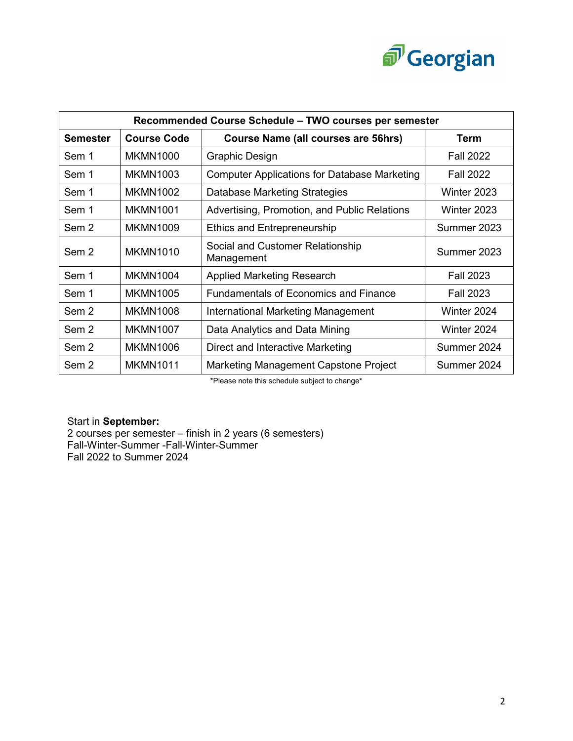| Recommended Course Schedule – TWO courses per semester | | | |
|---|---|---|---|
| **Semester** | **Course Code** | **Course Name (all courses are 56hrs)** | **Term** |
| Sem 1 | MKMN1000 | Graphic Design | Fall 2022 |
| Sem 1 | MKMN1003 | Computer Applications for Database Marketing | Fall 2022 |
| Sem 1 | MKMN1002 | Database Marketing Strategies | Winter 2023 |
| Sem 1 | MKMN1001 | Advertising, Promotion, and Public Relations | Winter 2023 |
| Sem 2 | MKMN1009 | Ethics and Entrepreneurship | Summer 2023 |
| Sem 2 | MKMN1010 | Social and Customer Relationship Management | Summer 2023 |
| Sem 1 | MKMN1004 | Applied Marketing Research | Fall 2023 |
| Sem 1 | MKMN1005 | Fundamentals of Economics and Finance | Fall 2023 |
| Sem 2 | MKMN1008 | International Marketing Management | Winter 2024 |
| Sem 2 | MKMN1007 | Data Analytics and Data Mining | Winter 2024 |
| Sem 2 | MKMN1006 | Direct and Interactive Marketing | Summer 2024 |
| Sem 2 | MKMN1011 | Marketing Management Capstone Project | Summer 2024 |

*Please note this schedule subject to change*

Start in **September:**
2 courses per semester – finish in 2 years (6 semesters)
Fall-Winter-Summer -Fall-Winter-Summer
Fall 2022 to Summer 2024